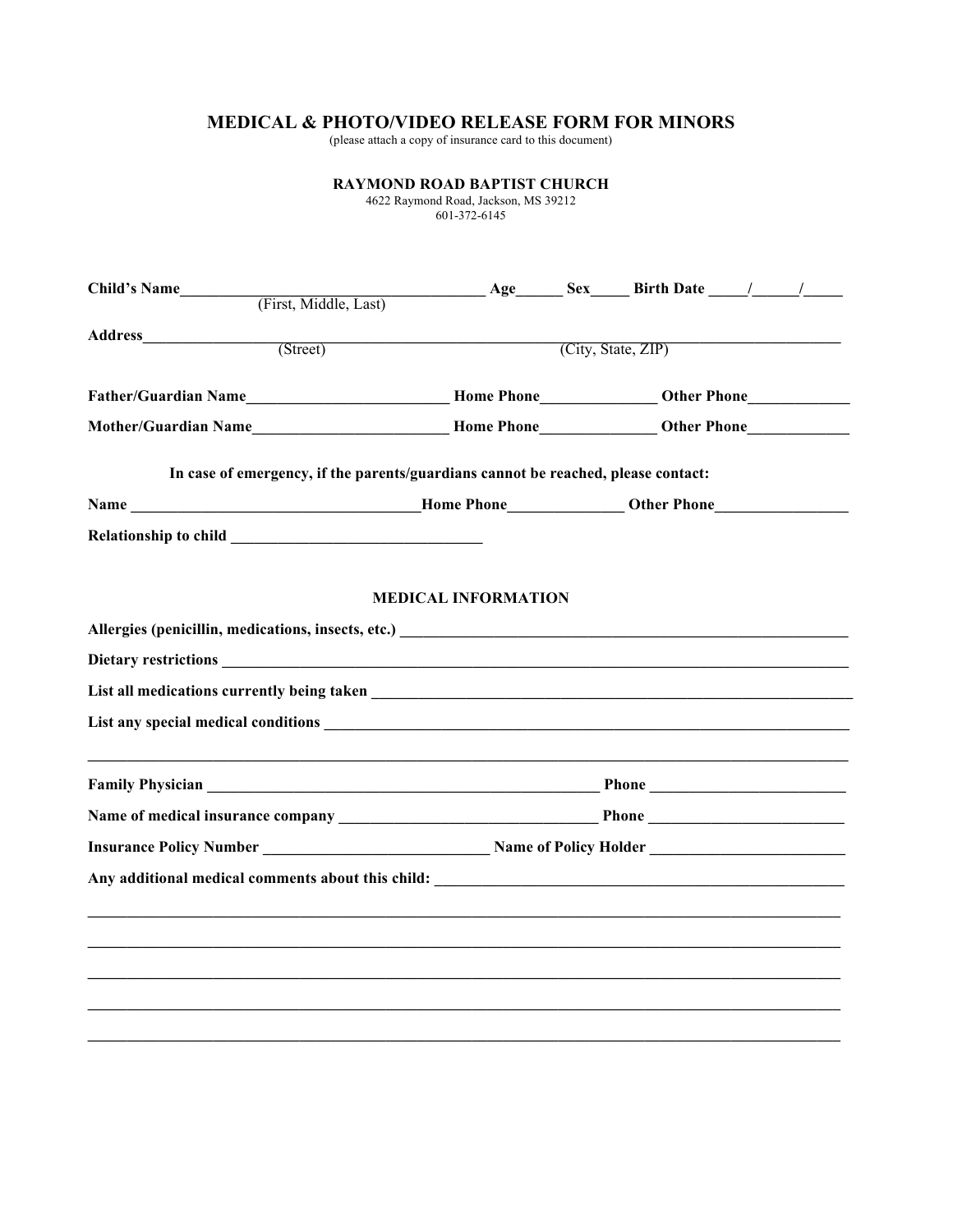# MEDICAL & PHOTO/VIDEO RELEASE FORM FOR MINORS

(please attach a copy of insurance card to this document)

## RAYMOND ROAD BAPTIST CHURCH

4622 Raymond Road, Jackson, MS 39212

601-372-6145

**Child's Name**______________________________________ **Age**______ **Sex**_____ **Birth Date** _____/_____/_____
(First, Middle, Last)

**Address**_______________________________________________________________________________
(Street) (City, State, ZIP)

**Father/Guardian Name**_________________________ **Home Phone**______________ **Other Phone**____________

**Mother/Guardian Name**________________________ **Home Phone**______________ **Other Phone**____________

**In case of emergency, if the parents/guardians cannot be reached, please contact:**

**Name** ____________________________________**Home Phone**______________ **Other Phone**________________

**Relationship to child** _______________________________

## MEDICAL INFORMATION

**Allergies (penicillin, medications, insects, etc.)** ___________________________________________________________

**Dietary restrictions** ________________________________________________________________________________

**List all medications currently being taken** ______________________________________________________________

**List any special medical conditions** ___________________________________________________________________

___________________________________________________________________________________________

**Family Physician** ________________________________________________ **Phone** ________________________

**Name of medical insurance company** ________________________________ **Phone** ________________________

**Insurance Policy Number** ____________________________ **Name of Policy Holder** ________________________

**Any additional medical comments about this child:** ____________________________________________________

___________________________________________________________________________________________

___________________________________________________________________________________________

___________________________________________________________________________________________

___________________________________________________________________________________________

___________________________________________________________________________________________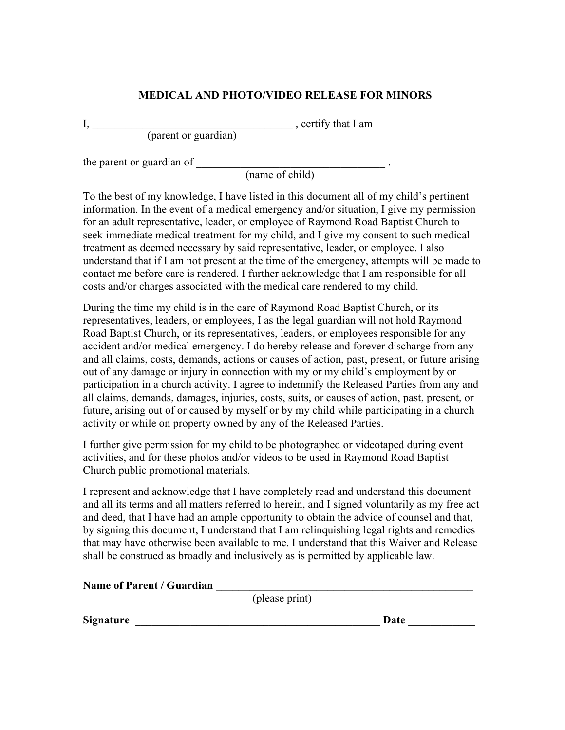# MEDICAL AND PHOTO/VIDEO RELEASE FOR MINORS

I, ____________________________________ , certify that I am
(parent or guardian)

the parent or guardian of __________________________________ .
(name of child)

To the best of my knowledge, I have listed in this document all of my child's pertinent information. In the event of a medical emergency and/or situation, I give my permission for an adult representative, leader, or employee of Raymond Road Baptist Church to seek immediate medical treatment for my child, and I give my consent to such medical treatment as deemed necessary by said representative, leader, or employee. I also understand that if I am not present at the time of the emergency, attempts will be made to contact me before care is rendered. I further acknowledge that I am responsible for all costs and/or charges associated with the medical care rendered to my child.

During the time my child is in the care of Raymond Road Baptist Church, or its representatives, leaders, or employees, I as the legal guardian will not hold Raymond Road Baptist Church, or its representatives, leaders, or employees responsible for any accident and/or medical emergency. I do hereby release and forever discharge from any and all claims, costs, demands, actions or causes of action, past, present, or future arising out of any damage or injury in connection with my or my child's employment by or participation in a church activity. I agree to indemnify the Released Parties from any and all claims, demands, damages, injuries, costs, suits, or causes of action, past, present, or future, arising out of or caused by myself or by my child while participating in a church activity or while on property owned by any of the Released Parties.

I further give permission for my child to be photographed or videotaped during event activities, and for these photos and/or videos to be used in Raymond Road Baptist Church public promotional materials.

I represent and acknowledge that I have completely read and understand this document and all its terms and all matters referred to herein, and I signed voluntarily as my free act and deed, that I have had an ample opportunity to obtain the advice of counsel and that, by signing this document, I understand that I am relinquishing legal rights and remedies that may have otherwise been available to me. I understand that this Waiver and Release shall be construed as broadly and inclusively as is permitted by applicable law.

**Name of Parent / Guardian** ______________________________________________
(please print)

**Signature** ____________________________________________ **Date** ____________